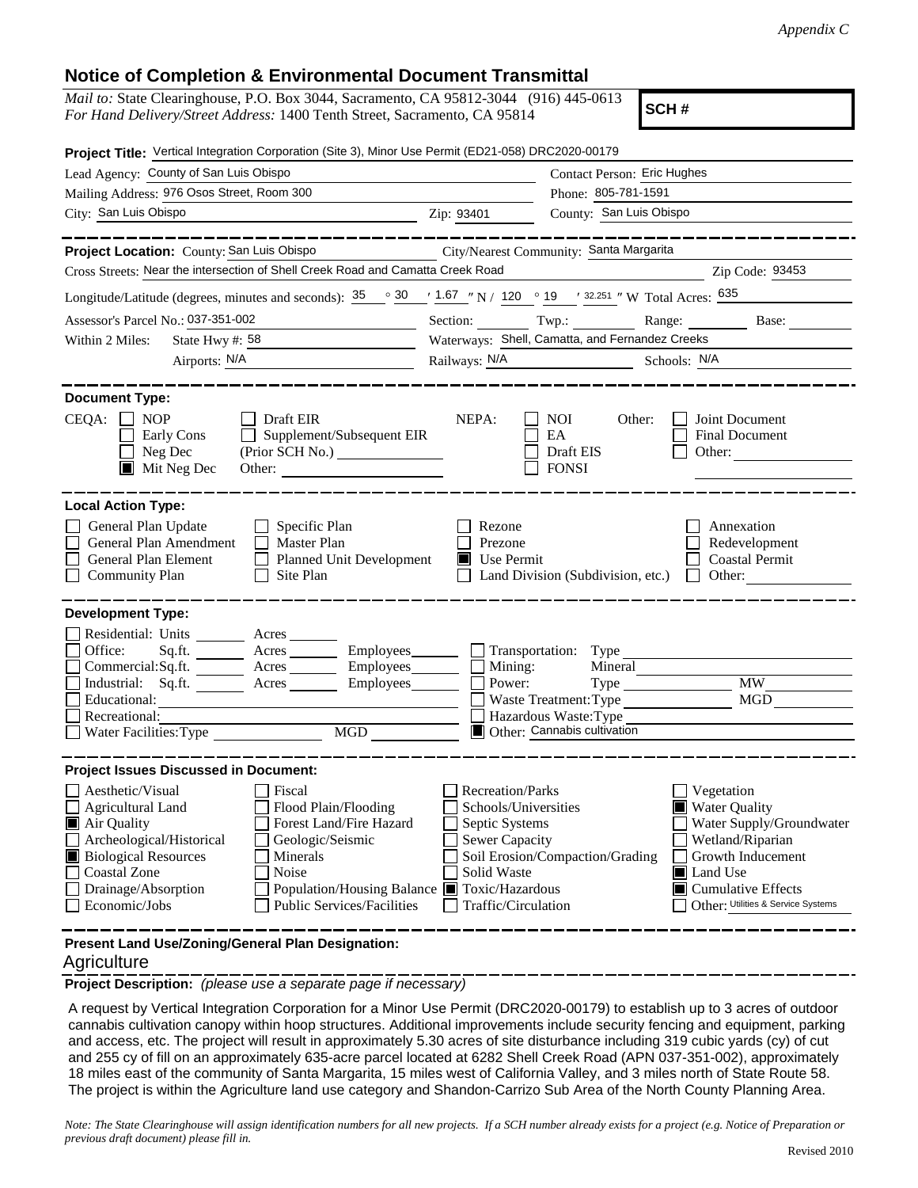*Appendix C*

## Notice of Completion & Environmental Document Transmittal

*Mail to:* State Clearinghouse, P.O. Box 3044, Sacramento, CA 95812-3044 (916) 445-0613
*For Hand Delivery/Street Address:* 1400 Tenth Street, Sacramento, CA 95814

**SCH #**

**Project Title:** Vertical Integration Corporation (Site 3), Minor Use Permit (ED21-058) DRC2020-00179

Lead Agency: County of San Luis Obispo
Contact Person: Eric Hughes
Mailing Address: 976 Osos Street, Room 300
Phone: 805-781-1591
City: San Luis Obispo
Zip: 93401
County: San Luis Obispo

**Project Location:** County: San Luis Obispo
City/Nearest Community: Santa Margarita
Cross Streets: Near the intersection of Shell Creek Road and Camatta Creek Road
Zip Code: 93453

Longitude/Latitude (degrees, minutes and seconds): 35 ° 30 ′ 1.67 ″ N / 120 ° 19 ′ 32.251 ″ W Total Acres: 635

Assessor's Parcel No.: 037-351-002
Section: Twp.: Range: Base:

Within 2 Miles: State Hwy #: 58
Waterways: Shell, Camatta, and Fernandez Creeks
Airports: N/A
Railways: N/A
Schools: N/A

**Document Type:**

CEQA:
- [ ] NOP
- [ ] Early Cons
- [ ] Neg Dec
- [x] Mit Neg Dec
- [ ] Draft EIR
- [ ] Supplement/Subsequent EIR (Prior SCH No.)
- [ ] Other:

NEPA:
- [ ] NOI
- [ ] EA
- [ ] Draft EIS
- [ ] FONSI

Other:
- [ ] Joint Document
- [ ] Final Document
- [ ] Other:

**Local Action Type:**

- [ ] General Plan Update
- [ ] General Plan Amendment
- [ ] General Plan Element
- [ ] Community Plan
- [ ] Specific Plan
- [ ] Master Plan
- [ ] Planned Unit Development
- [ ] Site Plan
- [ ] Rezone
- [ ] Prezone
- [x] Use Permit
- [ ] Land Division (Subdivision, etc.)
- [ ] Annexation
- [ ] Redevelopment
- [ ] Coastal Permit
- [ ] Other:

**Development Type:**

- [ ] Residential: Units Acres
- [ ] Office: Sq.ft. Acres Employees
- [ ] Commercial: Sq.ft. Acres Employees
- [ ] Industrial: Sq.ft. Acres Employees
- [ ] Educational:
- [ ] Recreational:
- [ ] Water Facilities: Type MGD
- [ ] Transportation: Type
- [ ] Mining: Mineral
- [ ] Power: Type MW
- [ ] Waste Treatment: Type MGD
- [ ] Hazardous Waste: Type
- [x] Other: Cannabis cultivation

**Project Issues Discussed in Document:**

- [ ] Aesthetic/Visual
- [ ] Agricultural Land
- [x] Air Quality
- [ ] Archeological/Historical
- [x] Biological Resources
- [ ] Coastal Zone
- [ ] Drainage/Absorption
- [ ] Economic/Jobs
- [ ] Fiscal
- [ ] Flood Plain/Flooding
- [ ] Forest Land/Fire Hazard
- [ ] Geologic/Seismic
- [ ] Minerals
- [ ] Noise
- [ ] Population/Housing Balance
- [ ] Public Services/Facilities
- [ ] Recreation/Parks
- [ ] Schools/Universities
- [ ] Septic Systems
- [ ] Sewer Capacity
- [ ] Soil Erosion/Compaction/Grading
- [ ] Solid Waste
- [x] Toxic/Hazardous
- [ ] Traffic/Circulation
- [ ] Vegetation
- [x] Water Quality
- [ ] Water Supply/Groundwater
- [ ] Wetland/Riparian
- [ ] Growth Inducement
- [x] Land Use
- [x] Cumulative Effects
- [ ] Other: Utilities & Service Systems

**Present Land Use/Zoning/General Plan Designation:**

Agriculture

**Project Description:** *(please use a separate page if necessary)*

A request by Vertical Integration Corporation for a Minor Use Permit (DRC2020-00179) to establish up to 3 acres of outdoor cannabis cultivation canopy within hoop structures. Additional improvements include security fencing and equipment, parking and access, etc. The project will result in approximately 5.30 acres of site disturbance including 319 cubic yards (cy) of cut and 255 cy of fill on an approximately 635-acre parcel located at 6282 Shell Creek Road (APN 037-351-002), approximately 18 miles east of the community of Santa Margarita, 15 miles west of California Valley, and 3 miles north of State Route 58. The project is within the Agriculture land use category and Shandon-Carrizo Sub Area of the North County Planning Area.

*Note: The State Clearinghouse will assign identification numbers for all new projects. If a SCH number already exists for a project (e.g. Notice of Preparation or previous draft document) please fill in.*

Revised 2010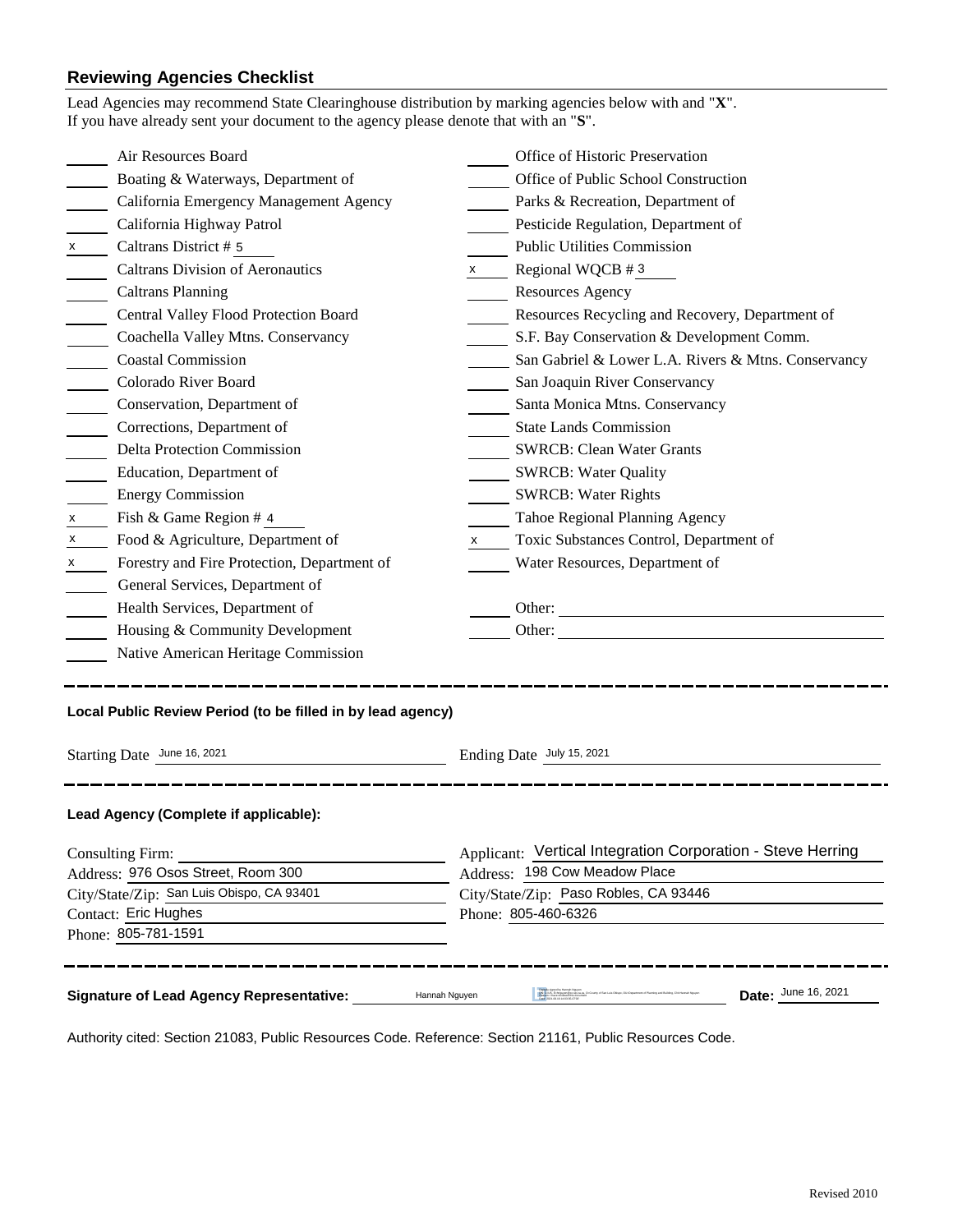## Reviewing Agencies Checklist

Lead Agencies may recommend State Clearinghouse distribution by marking agencies below with and "**X**".
If you have already sent your document to the agency please denote that with an "**S**".

| | | | |
|---|---|---|---|
| | Air Resources Board | | Office of Historic Preservation |
| | Boating & Waterways, Department of | | Office of Public School Construction |
| | California Emergency Management Agency | | Parks & Recreation, Department of |
| | California Highway Patrol | | Pesticide Regulation, Department of |
| x | Caltrans District # 5 | | Public Utilities Commission |
| | Caltrans Division of Aeronautics | x | Regional WQCB # 3 |
| | Caltrans Planning | | Resources Agency |
| | Central Valley Flood Protection Board | | Resources Recycling and Recovery, Department of |
| | Coachella Valley Mtns. Conservancy | | S.F. Bay Conservation & Development Comm. |
| | Coastal Commission | | San Gabriel & Lower L.A. Rivers & Mtns. Conservancy |
| | Colorado River Board | | San Joaquin River Conservancy |
| | Conservation, Department of | | Santa Monica Mtns. Conservancy |
| | Corrections, Department of | | State Lands Commission |
| | Delta Protection Commission | | SWRCB: Clean Water Grants |
| | Education, Department of | | SWRCB: Water Quality |
| | Energy Commission | | SWRCB: Water Rights |
| x | Fish & Game Region # 4 | | Tahoe Regional Planning Agency |
| x | Food & Agriculture, Department of | x | Toxic Substances Control, Department of |
| x | Forestry and Fire Protection, Department of | | Water Resources, Department of |
| | General Services, Department of | | |
| | Health Services, Department of | | Other: |
| | Housing & Community Development | | Other: |
| | Native American Heritage Commission | | |

---

**Local Public Review Period (to be filled in by lead agency)**

Starting Date June 16, 2021 Ending Date July 15, 2021

---

**Lead Agency (Complete if applicable):**

Consulting Firm:
Address: 976 Osos Street, Room 300
City/State/Zip: San Luis Obispo, CA 93401
Contact: Eric Hughes
Phone: 805-781-1591

Applicant: Vertical Integration Corporation - Steve Herring
Address: 198 Cow Meadow Place
City/State/Zip: Paso Robles, CA 93446
Phone: 805-460-6326

---

**Signature of Lead Agency Representative:** Hannah Nguyen **Date:** June 16, 2021

Authority cited: Section 21083, Public Resources Code. Reference: Section 21161, Public Resources Code.

Revised 2010